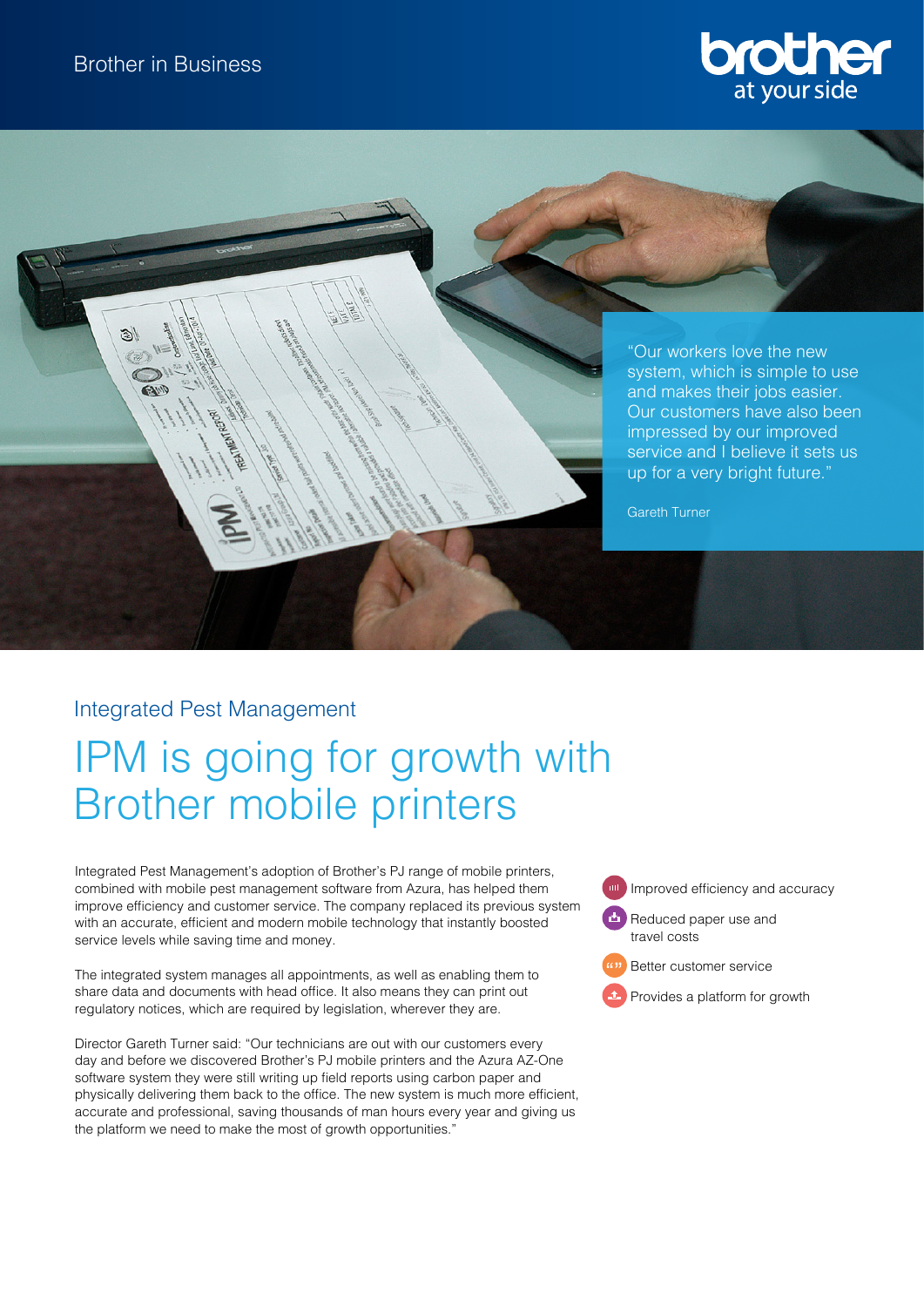Brother in Business

brother at your side

> "Our workers love the new system, which is simple to use and makes their jobs easier. Our customers have also been impressed by our improved service and I believe it sets us up for a very bright future."
>
> Gareth Turner

## Integrated Pest Management

# IPM is going for growth with Brother mobile printers

Integrated Pest Management's adoption of Brother's PJ range of mobile printers, combined with mobile pest management software from Azura, has helped them improve efficiency and customer service. The company replaced its previous system with an accurate, efficient and modern mobile technology that instantly boosted service levels while saving time and money.

The integrated system manages all appointments, as well as enabling them to share data and documents with head office. It also means they can print out regulatory notices, which are required by legislation, wherever they are.

Director Gareth Turner said: "Our technicians are out with our customers every day and before we discovered Brother's PJ mobile printers and the Azura AZ-One software system they were still writing up field reports using carbon paper and physically delivering them back to the office. The new system is much more efficient, accurate and professional, saving thousands of man hours every year and giving us the platform we need to make the most of growth opportunities."

- Improved efficiency and accuracy
- Reduced paper use and travel costs
- Better customer service
- Provides a platform for growth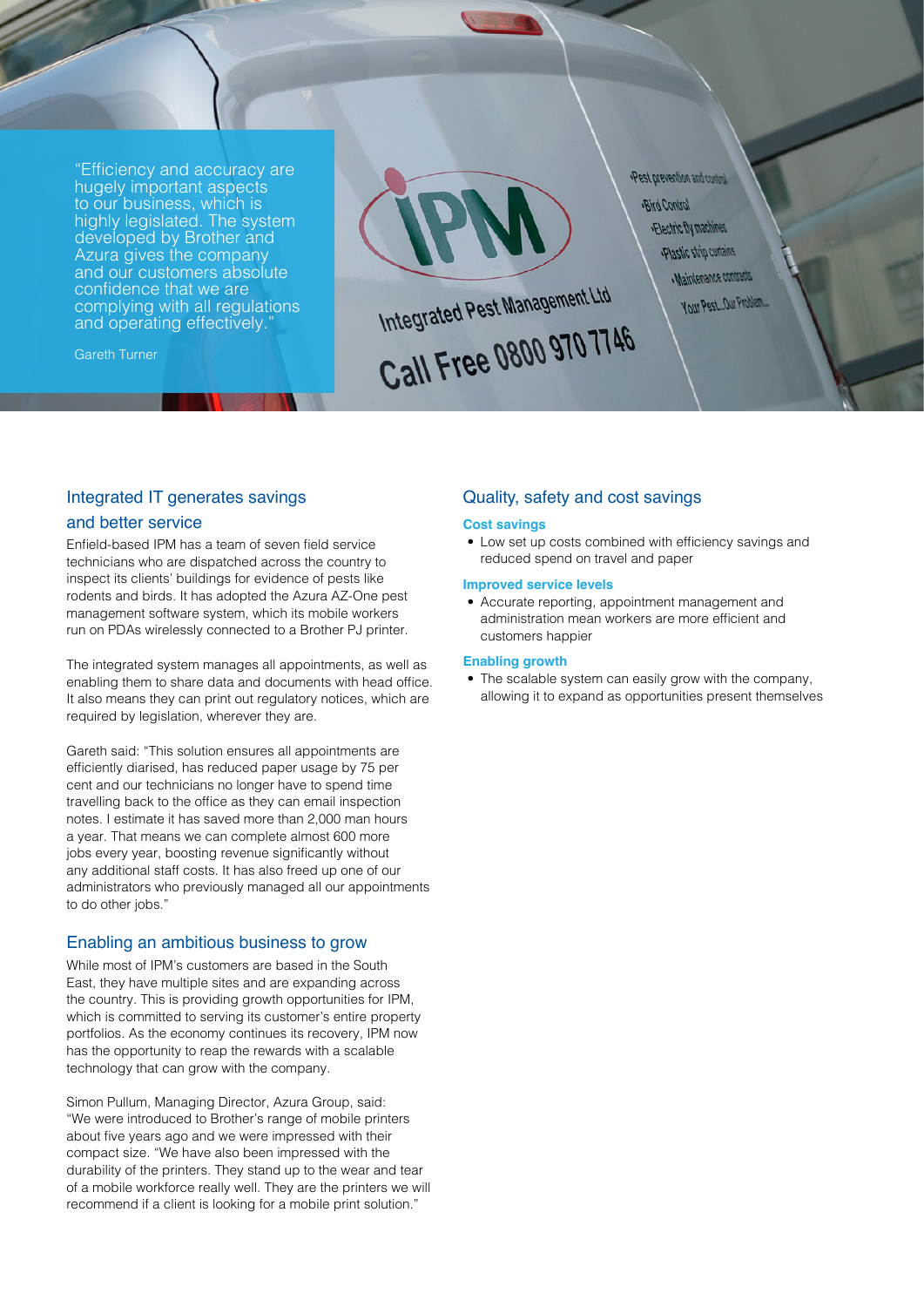"Efficiency and accuracy are hugely important aspects to our business, which is highly legislated. The system developed by Brother and Azura gives the company and our customers absolute confidence that we are complying with all regulations and operating effectively."

Gareth Turner

## Integrated IT generates savings and better service

Enfield-based IPM has a team of seven field service technicians who are dispatched across the country to inspect its clients' buildings for evidence of pests like rodents and birds. It has adopted the Azura AZ-One pest management software system, which its mobile workers run on PDAs wirelessly connected to a Brother PJ printer.

The integrated system manages all appointments, as well as enabling them to share data and documents with head office. It also means they can print out regulatory notices, which are required by legislation, wherever they are.

Gareth said: "This solution ensures all appointments are efficiently diarised, has reduced paper usage by 75 per cent and our technicians no longer have to spend time travelling back to the office as they can email inspection notes. I estimate it has saved more than 2,000 man hours a year. That means we can complete almost 600 more jobs every year, boosting revenue significantly without any additional staff costs. It has also freed up one of our administrators who previously managed all our appointments to do other jobs."

## Enabling an ambitious business to grow

While most of IPM's customers are based in the South East, they have multiple sites and are expanding across the country. This is providing growth opportunities for IPM, which is committed to serving its customer's entire property portfolios. As the economy continues its recovery, IPM now has the opportunity to reap the rewards with a scalable technology that can grow with the company.

Simon Pullum, Managing Director, Azura Group, said: "We were introduced to Brother's range of mobile printers about five years ago and we were impressed with their compact size. "We have also been impressed with the durability of the printers. They stand up to the wear and tear of a mobile workforce really well. They are the printers we will recommend if a client is looking for a mobile print solution."

## Quality, safety and cost savings

**Cost savings**

- Low set up costs combined with efficiency savings and reduced spend on travel and paper

**Improved service levels**

- Accurate reporting, appointment management and administration mean workers are more efficient and customers happier

**Enabling growth**

- The scalable system can easily grow with the company, allowing it to expand as opportunities present themselves